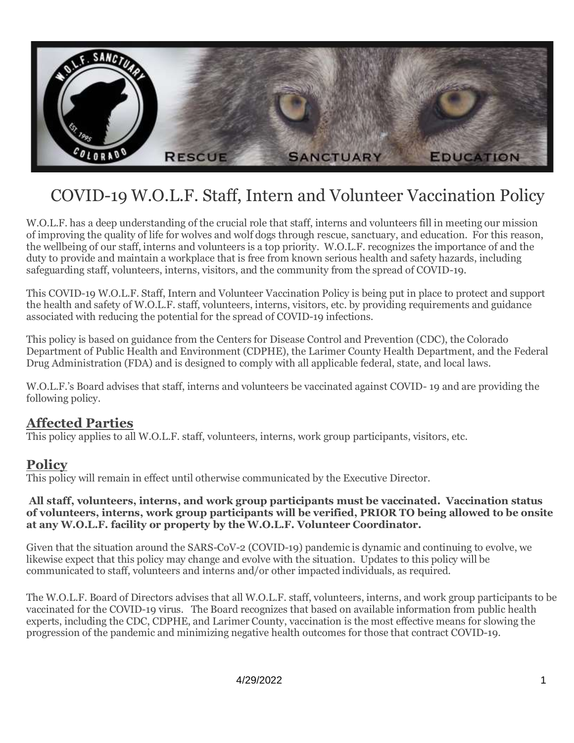# COVID-19 W.O.L.F. Staff, Intern and Volunteer Vaccination Policy

W.O.L.F. has a deep understanding of the crucial role that staff, interns and volunteers fill in meeting our mission of improving the quality of life for wolves and wolf dogs through rescue, sanctuary, and education. For this reason, the wellbeing of our staff, interns and volunteers is a top priority. W.O.L.F. recognizes the importance of and the duty to provide and maintain a workplace that is free from known serious health and safety hazards, including safeguarding staff, volunteers, interns, visitors, and the community from the spread of COVID-19.

This COVID-19 W.O.L.F. Staff, Intern and Volunteer Vaccination Policy is being put in place to protect and support the health and safety of W.O.L.F. staff, volunteers, interns, visitors, etc. by providing requirements and guidance associated with reducing the potential for the spread of COVID-19 infections.

This policy is based on guidance from the Centers for Disease Control and Prevention (CDC), the Colorado Department of Public Health and Environment (CDPHE), the Larimer County Health Department, and the Federal Drug Administration (FDA) and is designed to comply with all applicable federal, state, and local laws.

W.O.L.F.'s Board advises that staff, interns and volunteers be vaccinated against COVID- 19 and are providing the following policy.

## Affected Parties

This policy applies to all W.O.L.F. staff, volunteers, interns, work group participants, visitors, etc.

## Policy

This policy will remain in effect until otherwise communicated by the Executive Director.

**All staff, volunteers, interns, and work group participants must be vaccinated. Vaccination status of volunteers, interns, work group participants will be verified, PRIOR TO being allowed to be onsite at any W.O.L.F. facility or property by the W.O.L.F. Volunteer Coordinator.**

Given that the situation around the SARS-CoV-2 (COVID-19) pandemic is dynamic and continuing to evolve, we likewise expect that this policy may change and evolve with the situation. Updates to this policy will be communicated to staff, volunteers and interns and/or other impacted individuals, as required.

The W.O.L.F. Board of Directors advises that all W.O.L.F. staff, volunteers, interns, and work group participants to be vaccinated for the COVID-19 virus. The Board recognizes that based on available information from public health experts, including the CDC, CDPHE, and Larimer County, vaccination is the most effective means for slowing the progression of the pandemic and minimizing negative health outcomes for those that contract COVID-19.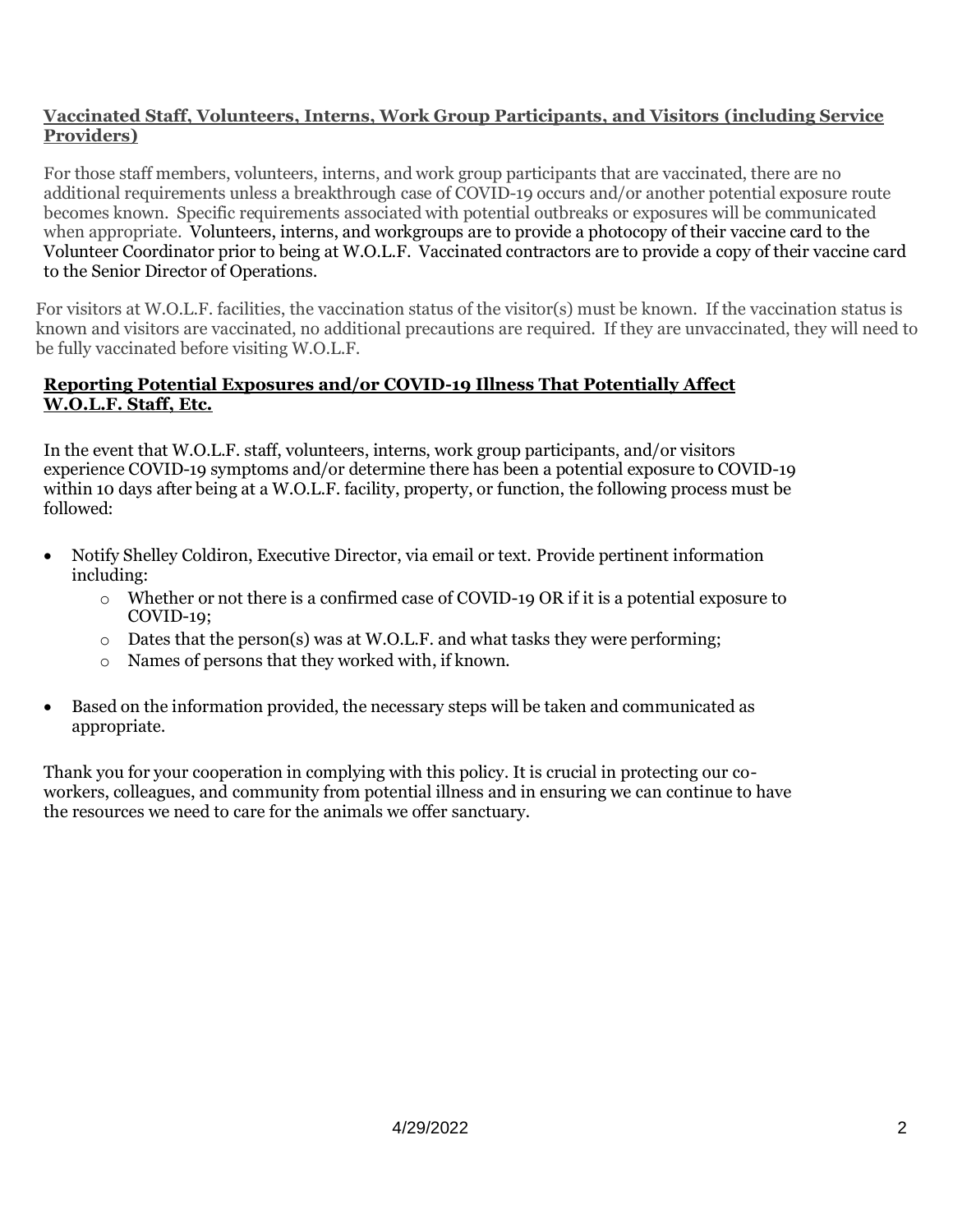**Vaccinated Staff, Volunteers, Interns, Work Group Participants, and Visitors (including Service Providers)**

For those staff members, volunteers, interns, and work group participants that are vaccinated, there are no additional requirements unless a breakthrough case of COVID-19 occurs and/or another potential exposure route becomes known. Specific requirements associated with potential outbreaks or exposures will be communicated when appropriate. Volunteers, interns, and workgroups are to provide a photocopy of their vaccine card to the Volunteer Coordinator prior to being at W.O.L.F. Vaccinated contractors are to provide a copy of their vaccine card to the Senior Director of Operations.

For visitors at W.O.L.F. facilities, the vaccination status of the visitor(s) must be known. If the vaccination status is known and visitors are vaccinated, no additional precautions are required. If they are unvaccinated, they will need to be fully vaccinated before visiting W.O.L.F.

**Reporting Potential Exposures and/or COVID-19 Illness That Potentially Affect W.O.L.F. Staff, Etc.**

In the event that W.O.L.F. staff, volunteers, interns, work group participants, and/or visitors experience COVID-19 symptoms and/or determine there has been a potential exposure to COVID-19 within 10 days after being at a W.O.L.F. facility, property, or function, the following process must be followed:

- Notify Shelley Coldiron, Executive Director, via email or text. Provide pertinent information including:
  - Whether or not there is a confirmed case of COVID-19 OR if it is a potential exposure to COVID-19;
  - Dates that the person(s) was at W.O.L.F. and what tasks they were performing;
  - Names of persons that they worked with, if known.
- Based on the information provided, the necessary steps will be taken and communicated as appropriate.

Thank you for your cooperation in complying with this policy. It is crucial in protecting our co-workers, colleagues, and community from potential illness and in ensuring we can continue to have the resources we need to care for the animals we offer sanctuary.